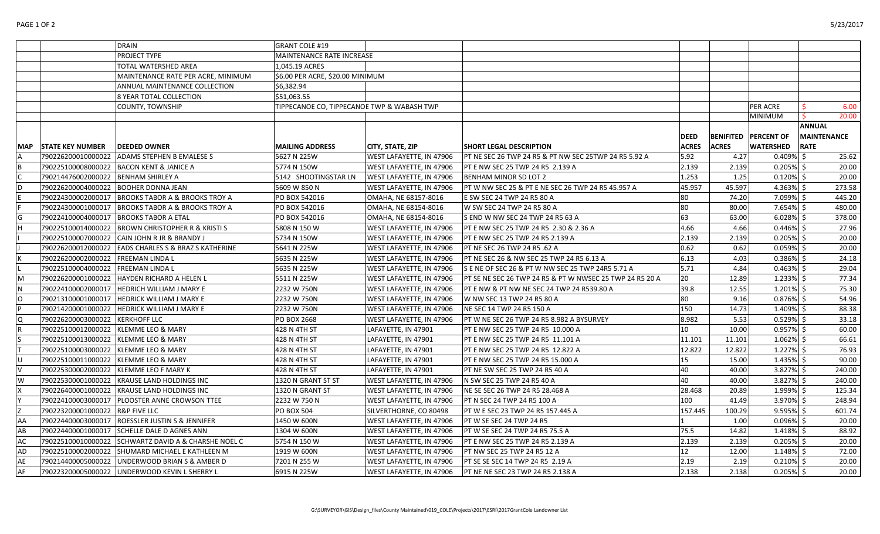| | | | | | | | | | |
|---|---|---|---|---|---|---|---|---|---|
| | | DRAIN | GRANT COLE #19 | | | | | | |
| | | PROJECT TYPE | MAINTENANCE RATE INCREASE | | | | | | |
| | | TOTAL WATERSHED AREA | 1,045.19 ACRES | | | | | | |
| | | MAINTENANCE RATE PER ACRE, MINIMUM | $6.00 PER ACRE, $20.00 MINIMUM | | | | | | |
| | | ANNUAL MAINTENANCE COLLECTION | $6,382.94 | | | | | | |
| | | 8 YEAR TOTAL COLLECTION | $51,063.55 | | | | | | |
| | | COUNTY, TOWNSHIP | TIPPECANOE CO, TIPPECANOE TWP & WABASH TWP | | | | | PER ACRE | $ 6.00 |
| | | | | | | | | MINIMUM | $ 20.00 |

| MAP | STATE KEY NUMBER | DEEDED OWNER | MAILING ADDRESS | CITY, STATE, ZIP | SHORT LEGAL DESCRIPTION | DEED ACRES | BENIFITED ACRES | PERCENT OF WATERSHED | ANNUAL MAINTENANCE RATE |
|---|---|---|---|---|---|---|---|---|---|
| A | 790226200010000022 | ADAMS STEPHEN B EMALESE S | 5627 N 225W | WEST LAFAYETTE, IN 47906 | PT NE SEC 26 TWP 24 R5 & PT NW SEC 25TWP 24 R5 5.92 A | 5.92 | 4.27 | 0.409% | $ 25.62 |
| B | 790225100008000022 | BACON KENT & JANICE A | 5774 N 150W | WEST LAFAYETTE, IN 47906 | PT E NW SEC 25 TWP 24 R5 2.139 A | 2.139 | 2.139 | 0.205% | $ 20.00 |
| C | 790214476002000022 | BENHAM SHIRLEY A | 5142 SHOOTINGSTAR LN | WEST LAFAYETTE, IN 47906 | BENHAM MINOR SD LOT 2 | 1.253 | 1.25 | 0.120% | $ 20.00 |
| D | 790226200004000022 | BOOHER DONNA JEAN | 5609 W 850 N | WEST LAFAYETTE, IN 47906 | PT W NW SEC 25 & PT E NE SEC 26 TWP 24 R5 45.957 A | 45.957 | 45.597 | 4.363% | $ 273.58 |
| E | 790224300002000017 | BROOKS TABOR A & BROOKS TROY A | PO BOX 542016 | OMAHA, NE 68157-8016 | E SW SEC 24 TWP 24 R5 80 A | 80 | 74.20 | 7.099% | $ 445.20 |
| F | 790224300001000017 | BROOKS TABOR A & BROOKS TROY A | PO BOX 542016 | OMAHA, NE 68154-8016 | W SW SEC 24 TWP 24 R5 80 A | 80 | 80.00 | 7.654% | $ 480.00 |
| G | 790224100004000017 | BROOKS TABOR A ETAL | PO BOX 542016 | OMAHA, NE 68154-8016 | S END W NW SEC 24 TWP 24 R5 63 A | 63 | 63.00 | 6.028% | $ 378.00 |
| H | 790225100014000022 | BROWN CHRISTOPHER R & KRISTI S | 5808 N 150 W | WEST LAFAYETTE, IN 47906 | PT E NW SEC 25 TWP 24 R5 2.30 & 2.36 A | 4.66 | 4.66 | 0.446% | $ 27.96 |
| I | 790225100007000022 | CAIN JOHN R JR & BRANDY J | 5734 N 150W | WEST LAFAYETTE, IN 47906 | PT E NW SEC 25 TWP 24 R5 2.139 A | 2.139 | 2.139 | 0.205% | $ 20.00 |
| J | 790226200012000022 | EADS CHARLES S & BRAZ S KATHERINE | 5641 N 225W | WEST LAFAYETTE, IN 47906 | PT NE SEC 26 TWP 24 R5 .62 A | 0.62 | 0.62 | 0.059% | $ 20.00 |
| K | 790226200002000022 | FREEMAN LINDA L | 5635 N 225W | WEST LAFAYETTE, IN 47906 | PT NE SEC 26 & NW SEC 25 TWP 24 R5 6.13 A | 6.13 | 4.03 | 0.386% | $ 24.18 |
| L | 790225100004000022 | FREEMAN LINDA L | 5635 N 225W | WEST LAFAYETTE, IN 47906 | S E NE OF SEC 26 & PT W NW SEC 25 TWP 24R5 5.71 A | 5.71 | 4.84 | 0.463% | $ 29.04 |
| M | 790226200001000022 | HAYDEN RICHARD A HELEN L | 5511 N 225W | WEST LAFAYETTE, IN 47906 | PT SE NE SEC 26 TWP 24 R5 & PT W NWSEC 25 TWP 24 R5 20 A | 20 | 12.89 | 1.233% | $ 77.34 |
| N | 790224100002000017 | HEDRICH WILLIAM J MARY E | 2232 W 750N | WEST LAFAYETTE, IN 47906 | PT E NW & PT NW NE SEC 24 TWP 24 R539.80 A | 39.8 | 12.55 | 1.201% | $ 75.30 |
| O | 790213100001000017 | HEDRICK WILLIAM J MARY E | 2232 W 750N | WEST LAFAYETTE, IN 47906 | W NW SEC 13 TWP 24 R5 80 A | 80 | 9.16 | 0.876% | $ 54.96 |
| P | 790214200001000022 | HEDRICK WILLIAM J MARY E | 2232 W 750N | WEST LAFAYETTE, IN 47906 | NE SEC 14 TWP 24 R5 150 A | 150 | 14.73 | 1.409% | $ 88.38 |
| Q | 790226200003000022 | KERKHOFF LLC | PO BOX 2668 | WEST LAFAYETTE, IN 47906 | PT W NE SEC 26 TWP 24 R5 8.982 A BYSURVEY | 8.982 | 5.53 | 0.529% | $ 33.18 |
| R | 790225100012000022 | KLEMME LEO & MARY | 428 N 4TH ST | LAFAYETTE, IN 47901 | PT E NW SEC 25 TWP 24 R5 10.000 A | 10 | 10.00 | 0.957% | $ 60.00 |
| S | 790225100013000022 | KLEMME LEO & MARY | 428 N 4TH ST | LAFAYETTE, IN 47901 | PT E NW SEC 25 TWP 24 R5 11.101 A | 11.101 | 11.101 | 1.062% | $ 66.61 |
| T | 790225100003000022 | KLEMME LEO & MARY | 428 N 4TH ST | LAFAYETTE, IN 47901 | PT E NW SEC 25 TWP 24 R5 12.822 A | 12.822 | 12.822 | 1.227% | $ 76.93 |
| U | 790225100011000022 | KLEMME LEO & MARY | 428 N 4TH ST | LAFAYETTE, IN 47901 | PT E NW SEC 25 TWP 24 R5 15.000 A | 15 | 15.00 | 1.435% | $ 90.00 |
| V | 790225300002000022 | KLEMME LEO F MARY K | 428 N 4TH ST | LAFAYETTE, IN 47901 | PT NE SW SEC 25 TWP 24 R5 40 A | 40 | 40.00 | 3.827% | $ 240.00 |
| W | 790225300001000022 | KRAUSE LAND HOLDINGS INC | 1320 N GRANT ST ST | WEST LAFAYETTE, IN 47906 | N SW SEC 25 TWP 24 R5 40 A | 40 | 40.00 | 3.827% | $ 240.00 |
| X | 790226400001000022 | KRAUSE LAND HOLDINGS INC | 1320 N GRANT ST | WEST LAFAYETTE, IN 47906 | NE SE SEC 26 TWP 24 R5 28.468 A | 28.468 | 20.89 | 1.999% | $ 125.34 |
| Y | 790224100003000017 | PLOOSTER ANNE CROWSON TTEE | 2232 W 750 N | WEST LAFAYETTE, IN 47906 | PT N SEC 24 TWP 24 R5 100 A | 100 | 41.49 | 3.970% | $ 248.94 |
| Z | 790223200001000022 | R&P FIVE LLC | PO BOX 504 | SILVERTHORNE, CO 80498 | PT W E SEC 23 TWP 24 R5 157.445 A | 157.445 | 100.29 | 9.595% | $ 601.74 |
| AA | 790224400003000017 | ROESSLER JUSTIN S & JENNIFER | 1450 W 600N | WEST LAFAYETTE, IN 47906 | PT W SE SEC 24 TWP 24 R5 | 1 | 1.00 | 0.096% | $ 20.00 |
| AB | 790224400001000017 | SCHELLE DALE D AGNES ANN | 1304 W 600N | WEST LAFAYETTE, IN 47906 | PT W SE SEC 24 TWP 24 R5 75.5 A | 75.5 | 14.82 | 1.418% | $ 88.92 |
| AC | 790225100010000022 | SCHWARTZ DAVID A & CHARSHE NOEL C | 5754 N 150 W | WEST LAFAYETTE, IN 47906 | PT E NW SEC 25 TWP 24 R5 2.139 A | 2.139 | 2.139 | 0.205% | $ 20.00 |
| AD | 790225100002000022 | SHUMARD MICHAEL E KATHLEEN M | 1919 W 600N | WEST LAFAYETTE, IN 47906 | PT NW SEC 25 TWP 24 R5 12 A | 12 | 12.00 | 1.148% | $ 72.00 |
| AE | 790214400005000022 | UNDERWOOD BRIAN S & AMBER D | 7201 N 255 W | WEST LAFAYETTE, IN 47906 | PT SE SE SEC 14 TWP 24 R5 2.19 A | 2.19 | 2.19 | 0.210% | $ 20.00 |
| AF | 790223200005000022 | UNDERWOOD KEVIN L SHERRY L | 6915 N 225W | WEST LAFAYETTE, IN 47906 | PT NE NE SEC 23 TWP 24 R5 2.138 A | 2.138 | 2.138 | 0.205% | $ 20.00 |

G:\SURVEYOR\GIS\Design_files\County Maintained\019_COLE\Projects\2017\ESRI\2017GrantCole Landowner List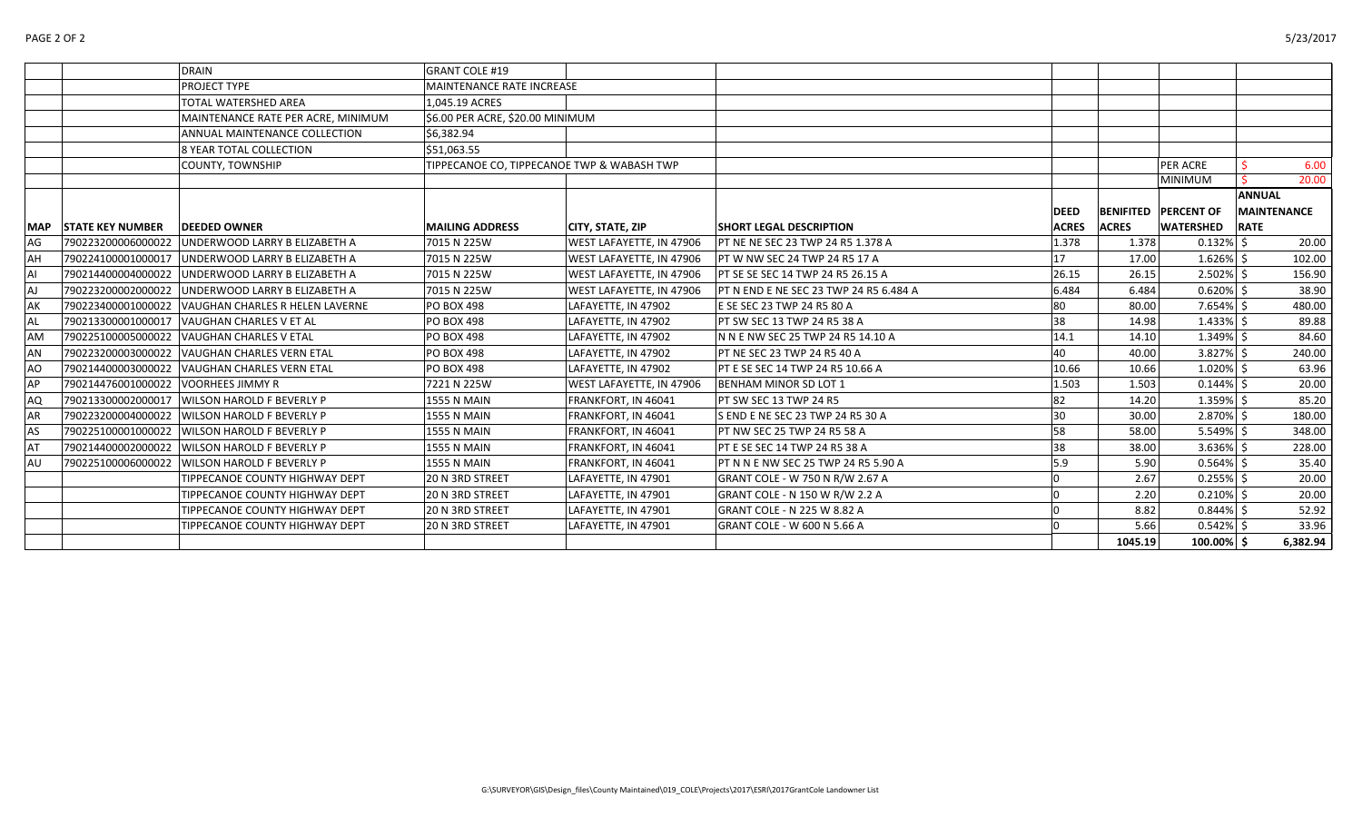| | | | | | | | | | |
|---|---|---|---|---|---|---|---|---|---|
| | | DRAIN | GRANT COLE #19 | | | | | | |
| | | PROJECT TYPE | MAINTENANCE RATE INCREASE | | | | | | |
| | | TOTAL WATERSHED AREA | 1,045.19 ACRES | | | | | | |
| | | MAINTENANCE RATE PER ACRE, MINIMUM | $6.00 PER ACRE, $20.00 MINIMUM | | | | | | |
| | | ANNUAL MAINTENANCE COLLECTION | $6,382.94 | | | | | | |
| | | 8 YEAR TOTAL COLLECTION | $51,063.55 | | | | | | |
| | | COUNTY, TOWNSHIP | TIPPECANOE CO, TIPPECANOE TWP & WABASH TWP | | | | | PER ACRE | $ 6.00 |
| | | | | | | | | MINIMUM | $ 20.00 |
| **MAP** | **STATE KEY NUMBER** | **DEEDED OWNER** | **MAILING ADDRESS** | **CITY, STATE, ZIP** | **SHORT LEGAL DESCRIPTION** | **DEED ACRES** | **BENIFITED ACRES** | **PERCENT OF WATERSHED** | **ANNUAL MAINTENANCE RATE** |
| AG | 790223200006000022 | UNDERWOOD LARRY B ELIZABETH A | 7015 N 225W | WEST LAFAYETTE, IN 47906 | PT NE NE SEC 23 TWP 24 R5 1.378 A | 1.378 | 1.378 | 0.132% | $ 20.00 |
| AH | 790224100001000017 | UNDERWOOD LARRY B ELIZABETH A | 7015 N 225W | WEST LAFAYETTE, IN 47906 | PT W NW SEC 24 TWP 24 R5 17 A | 17 | 17.00 | 1.626% | $ 102.00 |
| AI | 790214400004000022 | UNDERWOOD LARRY B ELIZABETH A | 7015 N 225W | WEST LAFAYETTE, IN 47906 | PT SE SE SEC 14 TWP 24 R5 26.15 A | 26.15 | 26.15 | 2.502% | $ 156.90 |
| AJ | 790223200002000022 | UNDERWOOD LARRY B ELIZABETH A | 7015 N 225W | WEST LAFAYETTE, IN 47906 | PT N END E NE SEC 23 TWP 24 R5 6.484 A | 6.484 | 6.484 | 0.620% | $ 38.90 |
| AK | 790223400001000022 | VAUGHAN CHARLES R HELEN LAVERNE | PO BOX 498 | LAFAYETTE, IN 47902 | E SE SEC 23 TWP 24 R5 80 A | 80 | 80.00 | 7.654% | $ 480.00 |
| AL | 790213300001000017 | VAUGHAN CHARLES V ET AL | PO BOX 498 | LAFAYETTE, IN 47902 | PT SW SEC 13 TWP 24 R5 38 A | 38 | 14.98 | 1.433% | $ 89.88 |
| AM | 790225100005000022 | VAUGHAN CHARLES V ETAL | PO BOX 498 | LAFAYETTE, IN 47902 | N N E NW SEC 25 TWP 24 R5 14.10 A | 14.1 | 14.10 | 1.349% | $ 84.60 |
| AN | 790223200003000022 | VAUGHAN CHARLES VERN ETAL | PO BOX 498 | LAFAYETTE, IN 47902 | PT NE SEC 23 TWP 24 R5 40 A | 40 | 40.00 | 3.827% | $ 240.00 |
| AO | 790214400003000022 | VAUGHAN CHARLES VERN ETAL | PO BOX 498 | LAFAYETTE, IN 47902 | PT E SE SEC 14 TWP 24 R5 10.66 A | 10.66 | 10.66 | 1.020% | $ 63.96 |
| AP | 790214476001000022 | VOORHEES JIMMY R | 7221 N 225W | WEST LAFAYETTE, IN 47906 | BENHAM MINOR SD LOT 1 | 1.503 | 1.503 | 0.144% | $ 20.00 |
| AQ | 790213300002000017 | WILSON HAROLD F BEVERLY P | 1555 N MAIN | FRANKFORT, IN 46041 | PT SW SEC 13 TWP 24 R5 | 82 | 14.20 | 1.359% | $ 85.20 |
| AR | 790223200004000022 | WILSON HAROLD F BEVERLY P | 1555 N MAIN | FRANKFORT, IN 46041 | S END E NE SEC 23 TWP 24 R5 30 A | 30 | 30.00 | 2.870% | $ 180.00 |
| AS | 790225100001000022 | WILSON HAROLD F BEVERLY P | 1555 N MAIN | FRANKFORT, IN 46041 | PT NW SEC 25 TWP 24 R5 58 A | 58 | 58.00 | 5.549% | $ 348.00 |
| AT | 790214400002000022 | WILSON HAROLD F BEVERLY P | 1555 N MAIN | FRANKFORT, IN 46041 | PT E SE SEC 14 TWP 24 R5 38 A | 38 | 38.00 | 3.636% | $ 228.00 |
| AU | 790225100006000022 | WILSON HAROLD F BEVERLY P | 1555 N MAIN | FRANKFORT, IN 46041 | PT N N E NW SEC 25 TWP 24 R5 5.90 A | 5.9 | 5.90 | 0.564% | $ 35.40 |
| | | TIPPECANOE COUNTY HIGHWAY DEPT | 20 N 3RD STREET | LAFAYETTE, IN 47901 | GRANT COLE - W 750 N R/W 2.67 A | 0 | 2.67 | 0.255% | $ 20.00 |
| | | TIPPECANOE COUNTY HIGHWAY DEPT | 20 N 3RD STREET | LAFAYETTE, IN 47901 | GRANT COLE - N 150 W R/W 2.2 A | 0 | 2.20 | 0.210% | $ 20.00 |
| | | TIPPECANOE COUNTY HIGHWAY DEPT | 20 N 3RD STREET | LAFAYETTE, IN 47901 | GRANT COLE - N 225 W 8.82 A | 0 | 8.82 | 0.844% | $ 52.92 |
| | | TIPPECANOE COUNTY HIGHWAY DEPT | 20 N 3RD STREET | LAFAYETTE, IN 47901 | GRANT COLE - W 600 N 5.66 A | 0 | 5.66 | 0.542% | $ 33.96 |
| | | | | | | | **1045.19** | **100.00%** | **$ 6,382.94** |

G:\SURVEYOR\GIS\Design_files\County Maintained\019_COLE\Projects\2017\ESRI\2017GrantCole Landowner List